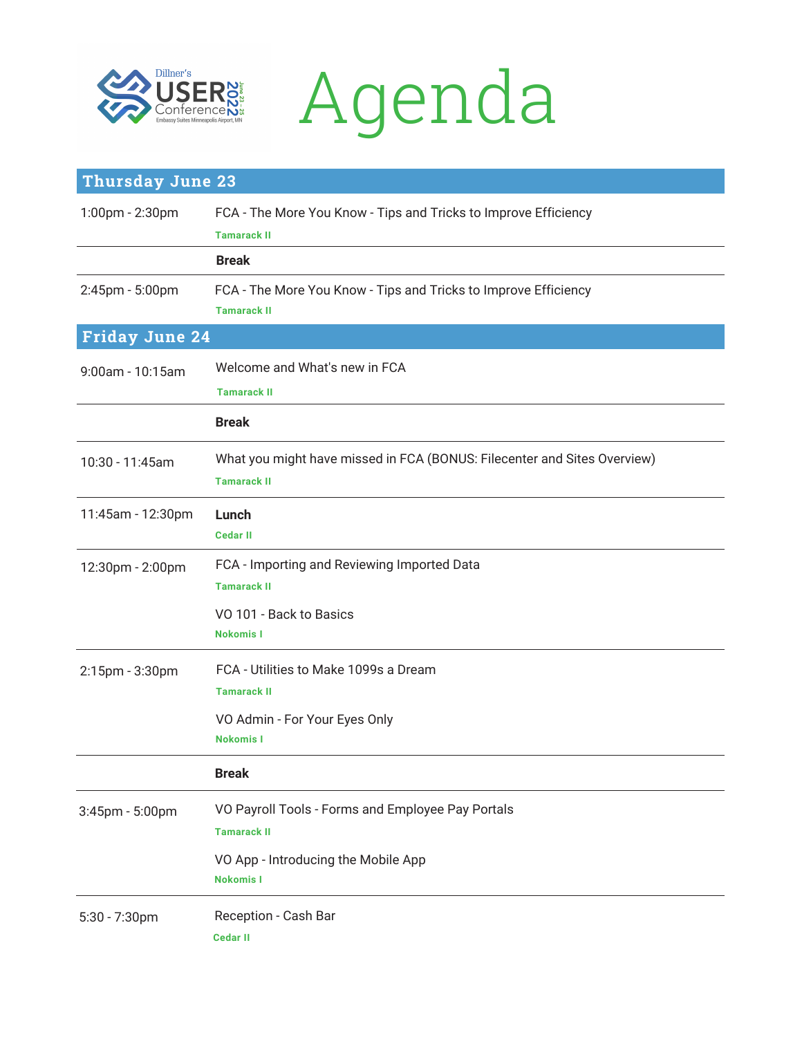Dillner's USER Conference 2022 June 23 - 25 Embassy Suites Minneapolis Airport, MN

# Agenda

## Thursday June 23

| | |
|---|---|
| 1:00pm - 2:30pm | FCA - The More You Know - Tips and Tricks to Improve Efficiency<br>**Tamarack II** |
| | **Break** |
| 2:45pm - 5:00pm | FCA - The More You Know - Tips and Tricks to Improve Efficiency<br>**Tamarack II** |

## Friday June 24

| | |
|---|---|
| 9:00am - 10:15am | Welcome and What's new in FCA<br>**Tamarack II** |
| | **Break** |
| 10:30 - 11:45am | What you might have missed in FCA (BONUS: Filecenter and Sites Overview)<br>**Tamarack II** |
| 11:45am - 12:30pm | **Lunch**<br>**Cedar II** |
| 12:30pm - 2:00pm | FCA - Importing and Reviewing Imported Data<br>**Tamarack II**<br>VO 101 - Back to Basics<br>**Nokomis I** |
| 2:15pm - 3:30pm | FCA - Utilities to Make 1099s a Dream<br>**Tamarack II**<br>VO Admin - For Your Eyes Only<br>**Nokomis I** |
| | **Break** |
| 3:45pm - 5:00pm | VO Payroll Tools - Forms and Employee Pay Portals<br>**Tamarack II**<br>VO App - Introducing the Mobile App<br>**Nokomis I** |
| 5:30 - 7:30pm | Reception - Cash Bar<br>**Cedar II** |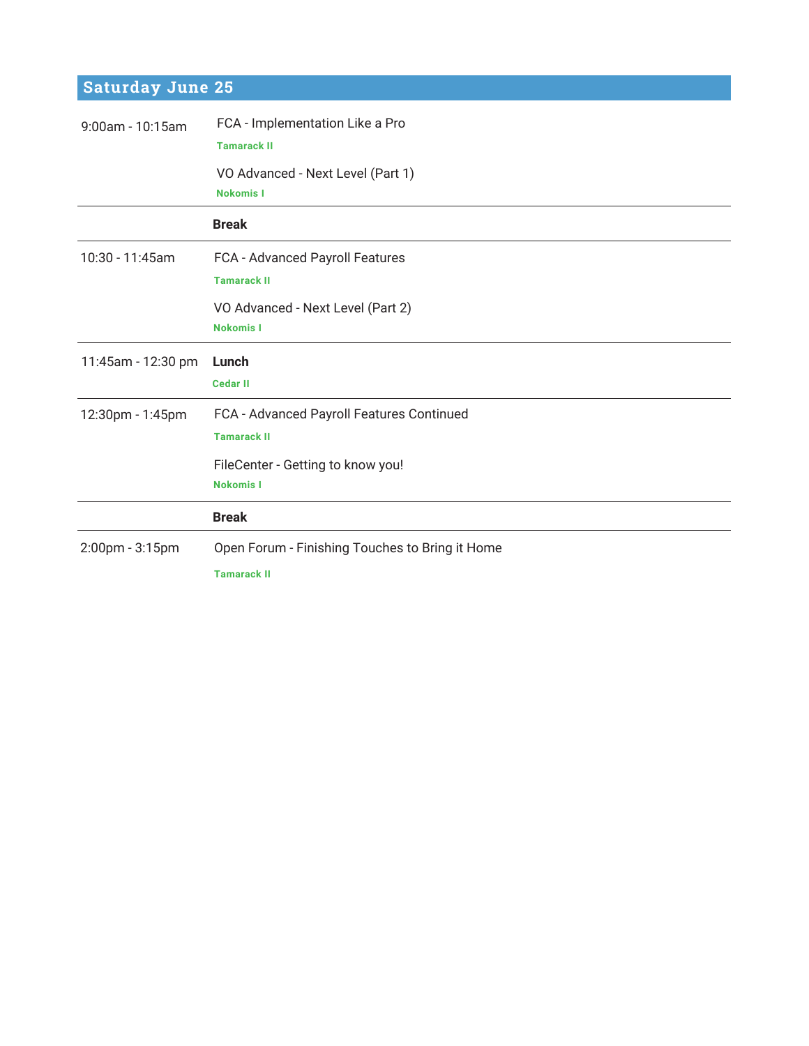## Saturday June 25

| | |
|---|---|
| 9:00am - 10:15am | FCA - Implementation Like a Pro<br>**Tamarack II**<br><br>VO Advanced - Next Level (Part 1)<br>**Nokomis I** |
| | **Break** |
| 10:30 - 11:45am | FCA - Advanced Payroll Features<br>**Tamarack II**<br><br>VO Advanced - Next Level (Part 2)<br>**Nokomis I** |
| 11:45am - 12:30 pm | **Lunch**<br>**Cedar II** |
| 12:30pm - 1:45pm | FCA - Advanced Payroll Features Continued<br>**Tamarack II**<br><br>FileCenter - Getting to know you!<br>**Nokomis I** |
| | **Break** |
| 2:00pm - 3:15pm | Open Forum - Finishing Touches to Bring it Home<br>**Tamarack II** |